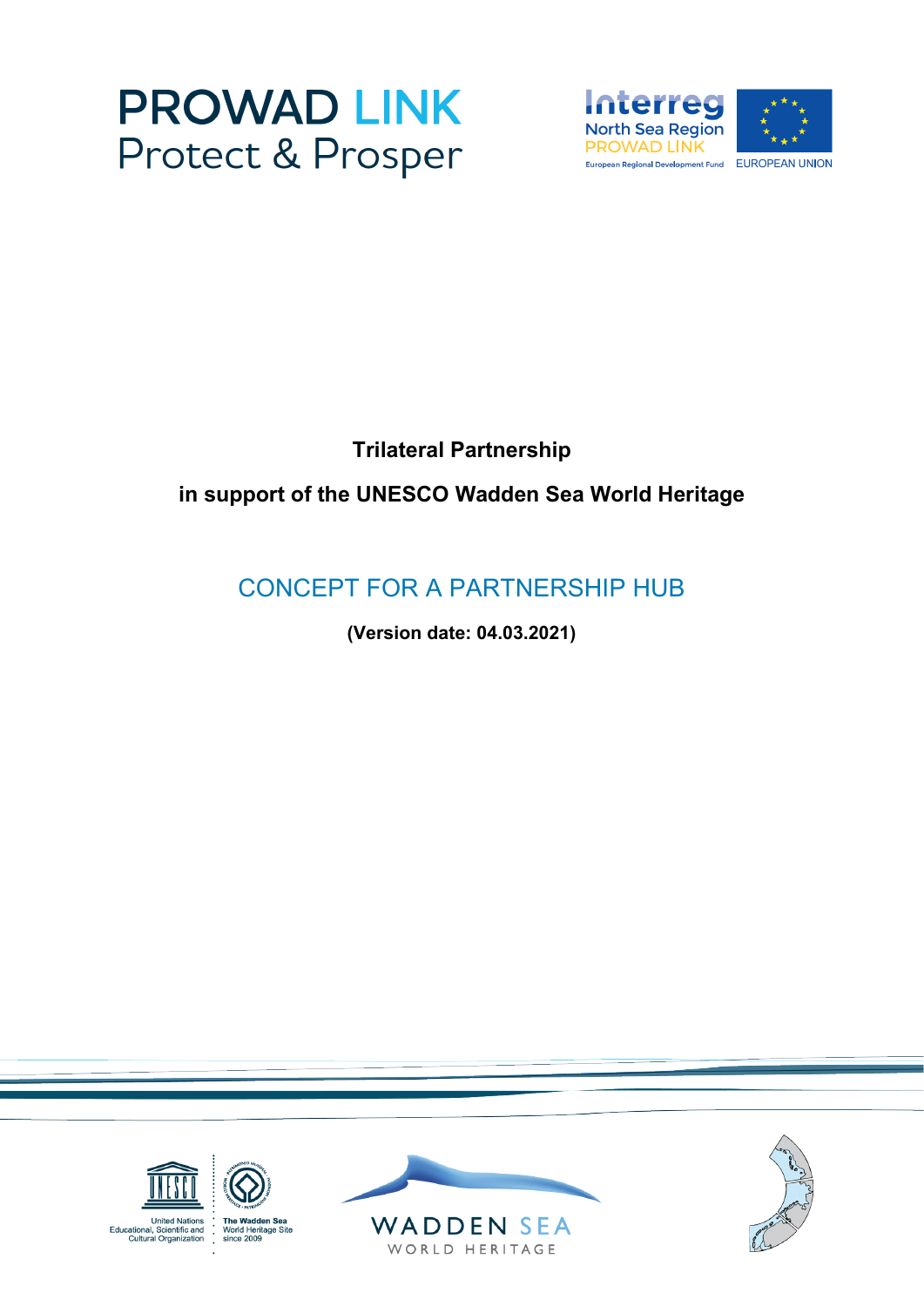PROWAD LINK
Protect & Prosper

Interreg
North Sea Region
PROWAD LINK
European Regional Development Fund

EUROPEAN UNION

**Trilateral Partnership**

**in support of the UNESCO Wadden Sea World Heritage**

# CONCEPT FOR A PARTNERSHIP HUB

**(Version date: 04.03.2021)**

United Nations Educational, Scientific and Cultural Organization

The Wadden Sea World Heritage Site since 2009

WADDEN SEA
WORLD HERITAGE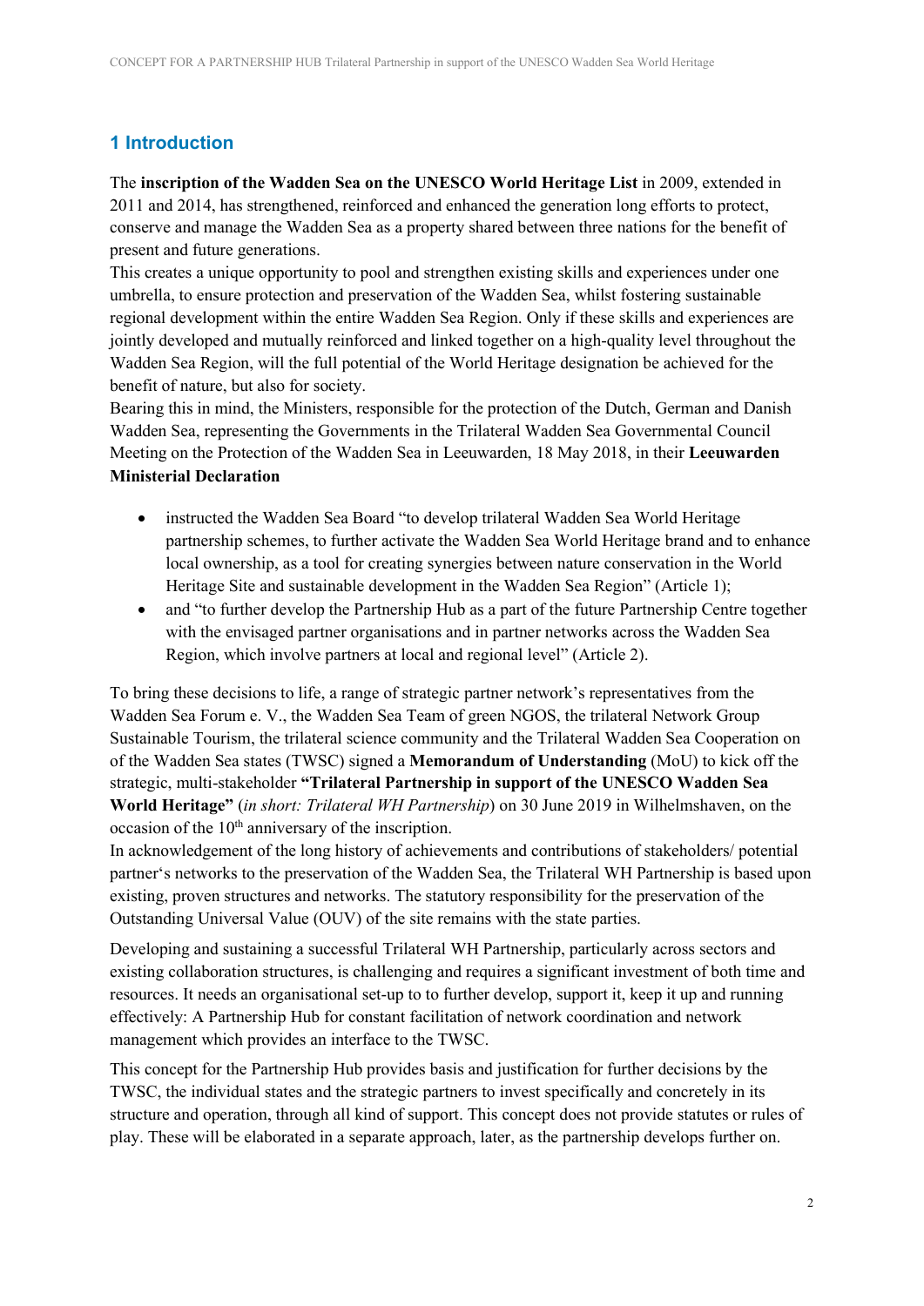# 1 Introduction

The **inscription of the Wadden Sea on the UNESCO World Heritage List** in 2009, extended in 2011 and 2014, has strengthened, reinforced and enhanced the generation long efforts to protect, conserve and manage the Wadden Sea as a property shared between three nations for the benefit of present and future generations.

This creates a unique opportunity to pool and strengthen existing skills and experiences under one umbrella, to ensure protection and preservation of the Wadden Sea, whilst fostering sustainable regional development within the entire Wadden Sea Region. Only if these skills and experiences are jointly developed and mutually reinforced and linked together on a high-quality level throughout the Wadden Sea Region, will the full potential of the World Heritage designation be achieved for the benefit of nature, but also for society.

Bearing this in mind, the Ministers, responsible for the protection of the Dutch, German and Danish Wadden Sea, representing the Governments in the Trilateral Wadden Sea Governmental Council Meeting on the Protection of the Wadden Sea in Leeuwarden, 18 May 2018, in their **Leeuwarden Ministerial Declaration**

- instructed the Wadden Sea Board "to develop trilateral Wadden Sea World Heritage partnership schemes, to further activate the Wadden Sea World Heritage brand and to enhance local ownership, as a tool for creating synergies between nature conservation in the World Heritage Site and sustainable development in the Wadden Sea Region" (Article 1);
- and "to further develop the Partnership Hub as a part of the future Partnership Centre together with the envisaged partner organisations and in partner networks across the Wadden Sea Region, which involve partners at local and regional level" (Article 2).

To bring these decisions to life, a range of strategic partner network's representatives from the Wadden Sea Forum e. V., the Wadden Sea Team of green NGOS, the trilateral Network Group Sustainable Tourism, the trilateral science community and the Trilateral Wadden Sea Cooperation on of the Wadden Sea states (TWSC) signed a **Memorandum of Understanding** (MoU) to kick off the strategic, multi-stakeholder **"Trilateral Partnership in support of the UNESCO Wadden Sea World Heritage"** (*in short: Trilateral WH Partnership*) on 30 June 2019 in Wilhelmshaven, on the occasion of the 10th anniversary of the inscription.

In acknowledgement of the long history of achievements and contributions of stakeholders/ potential partner's networks to the preservation of the Wadden Sea, the Trilateral WH Partnership is based upon existing, proven structures and networks. The statutory responsibility for the preservation of the Outstanding Universal Value (OUV) of the site remains with the state parties.

Developing and sustaining a successful Trilateral WH Partnership, particularly across sectors and existing collaboration structures, is challenging and requires a significant investment of both time and resources. It needs an organisational set-up to to further develop, support it, keep it up and running effectively: A Partnership Hub for constant facilitation of network coordination and network management which provides an interface to the TWSC.

This concept for the Partnership Hub provides basis and justification for further decisions by the TWSC, the individual states and the strategic partners to invest specifically and concretely in its structure and operation, through all kind of support. This concept does not provide statutes or rules of play. These will be elaborated in a separate approach, later, as the partnership develops further on.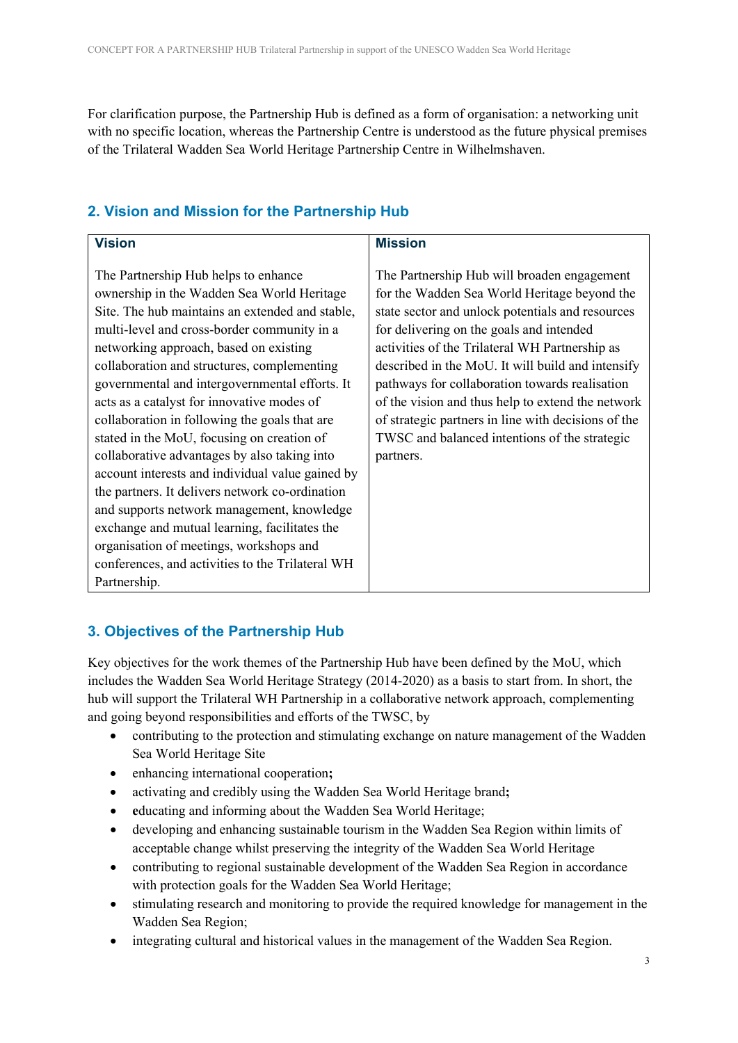For clarification purpose, the Partnership Hub is defined as a form of organisation: a networking unit with no specific location, whereas the Partnership Centre is understood as the future physical premises of the Trilateral Wadden Sea World Heritage Partnership Centre in Wilhelmshaven.

## 2. Vision and Mission for the Partnership Hub

| Vision | Mission |
|---|---|
| The Partnership Hub helps to enhance ownership in the Wadden Sea World Heritage Site. The hub maintains an extended and stable, multi-level and cross-border community in a networking approach, based on existing collaboration and structures, complementing governmental and intergovernmental efforts. It acts as a catalyst for innovative modes of collaboration in following the goals that are stated in the MoU, focusing on creation of collaborative advantages by also taking into account interests and individual value gained by the partners. It delivers network co-ordination and supports network management, knowledge exchange and mutual learning, facilitates the organisation of meetings, workshops and conferences, and activities to the Trilateral WH Partnership. | The Partnership Hub will broaden engagement for the Wadden Sea World Heritage beyond the state sector and unlock potentials and resources for delivering on the goals and intended activities of the Trilateral WH Partnership as described in the MoU. It will build and intensify pathways for collaboration towards realisation of the vision and thus help to extend the network of strategic partners in line with decisions of the TWSC and balanced intentions of the strategic partners. |

## 3. Objectives of the Partnership Hub

Key objectives for the work themes of the Partnership Hub have been defined by the MoU, which includes the Wadden Sea World Heritage Strategy (2014-2020) as a basis to start from. In short, the hub will support the Trilateral WH Partnership in a collaborative network approach, complementing and going beyond responsibilities and efforts of the TWSC, by

- contributing to the protection and stimulating exchange on nature management of the Wadden Sea World Heritage Site
- enhancing international cooperation**;**
- activating and credibly using the Wadden Sea World Heritage brand**;**
- **e**ducating and informing about the Wadden Sea World Heritage;
- developing and enhancing sustainable tourism in the Wadden Sea Region within limits of acceptable change whilst preserving the integrity of the Wadden Sea World Heritage
- contributing to regional sustainable development of the Wadden Sea Region in accordance with protection goals for the Wadden Sea World Heritage;
- stimulating research and monitoring to provide the required knowledge for management in the Wadden Sea Region;
- integrating cultural and historical values in the management of the Wadden Sea Region.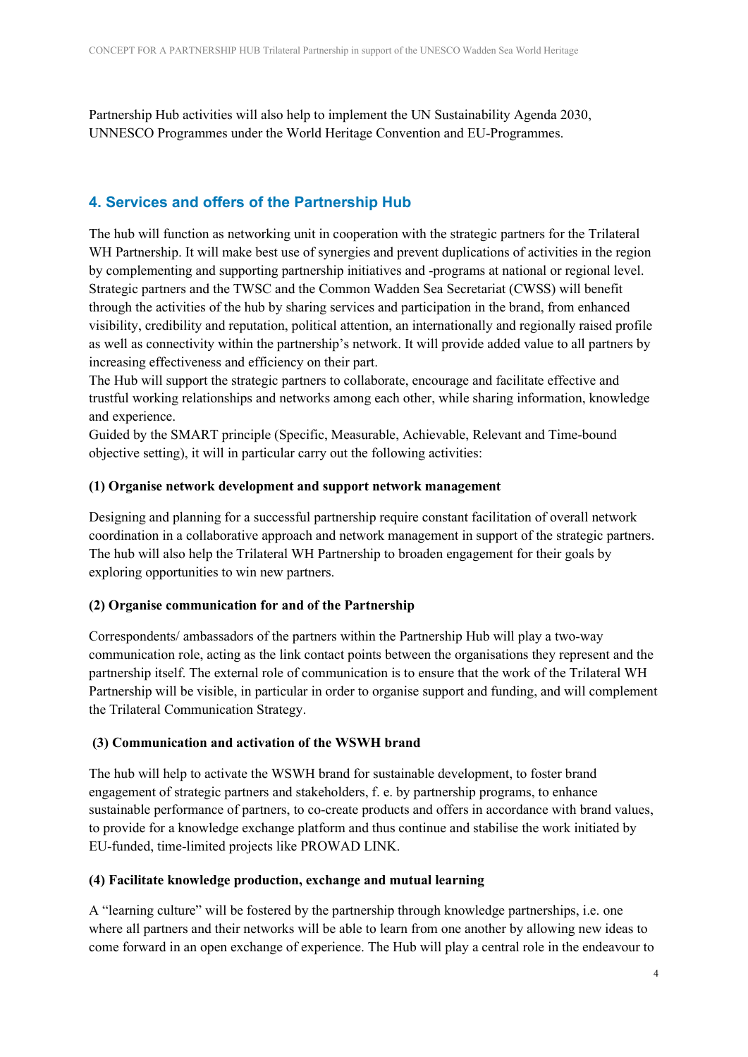Partnership Hub activities will also help to implement the UN Sustainability Agenda 2030, UNNESCO Programmes under the World Heritage Convention and EU-Programmes.

## 4. Services and offers of the Partnership Hub

The hub will function as networking unit in cooperation with the strategic partners for the Trilateral WH Partnership. It will make best use of synergies and prevent duplications of activities in the region by complementing and supporting partnership initiatives and -programs at national or regional level. Strategic partners and the TWSC and the Common Wadden Sea Secretariat (CWSS) will benefit through the activities of the hub by sharing services and participation in the brand, from enhanced visibility, credibility and reputation, political attention, an internationally and regionally raised profile as well as connectivity within the partnership's network. It will provide added value to all partners by increasing effectiveness and efficiency on their part.

The Hub will support the strategic partners to collaborate, encourage and facilitate effective and trustful working relationships and networks among each other, while sharing information, knowledge and experience.

Guided by the SMART principle (Specific, Measurable, Achievable, Relevant and Time-bound objective setting), it will in particular carry out the following activities:

**(1) Organise network development and support network management**

Designing and planning for a successful partnership require constant facilitation of overall network coordination in a collaborative approach and network management in support of the strategic partners. The hub will also help the Trilateral WH Partnership to broaden engagement for their goals by exploring opportunities to win new partners.

**(2) Organise communication for and of the Partnership**

Correspondents/ ambassadors of the partners within the Partnership Hub will play a two-way communication role, acting as the link contact points between the organisations they represent and the partnership itself. The external role of communication is to ensure that the work of the Trilateral WH Partnership will be visible, in particular in order to organise support and funding, and will complement the Trilateral Communication Strategy.

**(3) Communication and activation of the WSWH brand**

The hub will help to activate the WSWH brand for sustainable development, to foster brand engagement of strategic partners and stakeholders, f. e. by partnership programs, to enhance sustainable performance of partners, to co-create products and offers in accordance with brand values, to provide for a knowledge exchange platform and thus continue and stabilise the work initiated by EU-funded, time-limited projects like PROWAD LINK.

**(4) Facilitate knowledge production, exchange and mutual learning**

A "learning culture" will be fostered by the partnership through knowledge partnerships, i.e. one where all partners and their networks will be able to learn from one another by allowing new ideas to come forward in an open exchange of experience. The Hub will play a central role in the endeavour to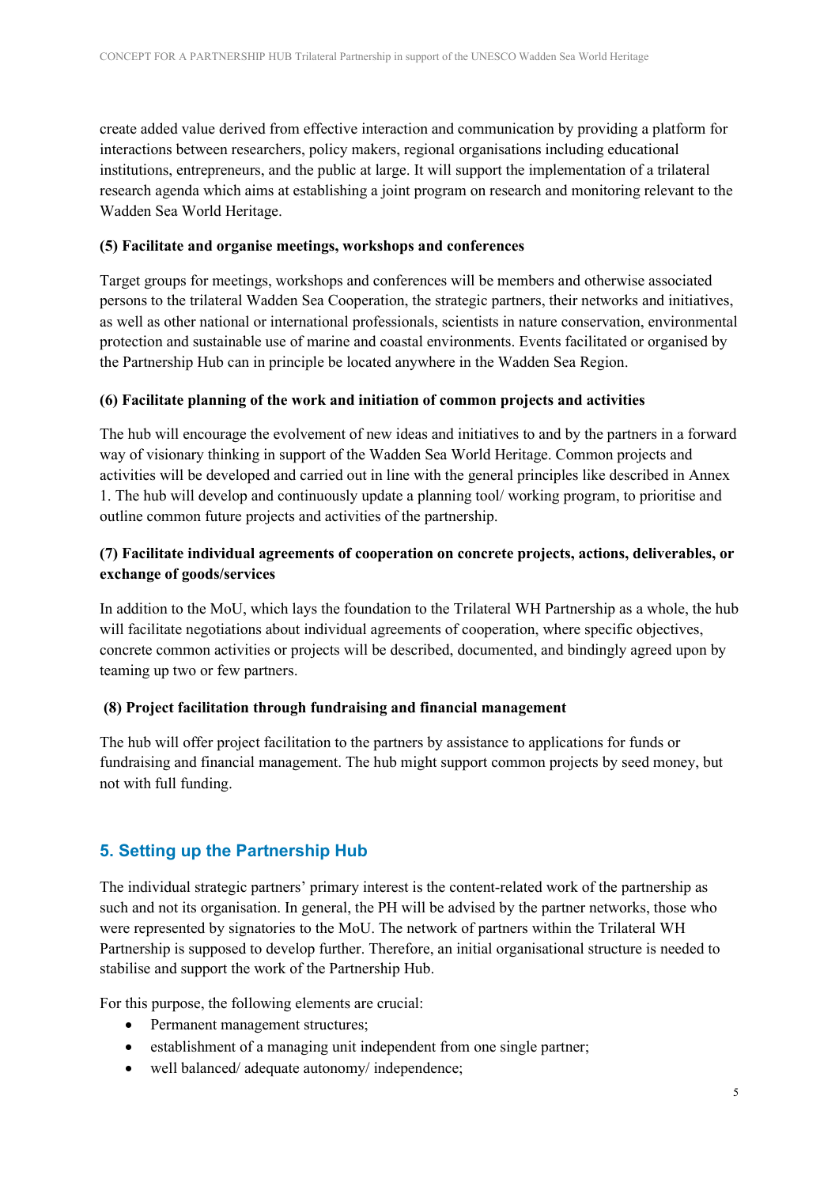create added value derived from effective interaction and communication by providing a platform for interactions between researchers, policy makers, regional organisations including educational institutions, entrepreneurs, and the public at large. It will support the implementation of a trilateral research agenda which aims at establishing a joint program on research and monitoring relevant to the Wadden Sea World Heritage.

**(5) Facilitate and organise meetings, workshops and conferences**

Target groups for meetings, workshops and conferences will be members and otherwise associated persons to the trilateral Wadden Sea Cooperation, the strategic partners, their networks and initiatives, as well as other national or international professionals, scientists in nature conservation, environmental protection and sustainable use of marine and coastal environments. Events facilitated or organised by the Partnership Hub can in principle be located anywhere in the Wadden Sea Region.

**(6) Facilitate planning of the work and initiation of common projects and activities**

The hub will encourage the evolvement of new ideas and initiatives to and by the partners in a forward way of visionary thinking in support of the Wadden Sea World Heritage. Common projects and activities will be developed and carried out in line with the general principles like described in Annex 1. The hub will develop and continuously update a planning tool/ working program, to prioritise and outline common future projects and activities of the partnership.

**(7) Facilitate individual agreements of cooperation on concrete projects, actions, deliverables, or exchange of goods/services**

In addition to the MoU, which lays the foundation to the Trilateral WH Partnership as a whole, the hub will facilitate negotiations about individual agreements of cooperation, where specific objectives, concrete common activities or projects will be described, documented, and bindingly agreed upon by teaming up two or few partners.

**(8) Project facilitation through fundraising and financial management**

The hub will offer project facilitation to the partners by assistance to applications for funds or fundraising and financial management. The hub might support common projects by seed money, but not with full funding.

## 5. Setting up the Partnership Hub

The individual strategic partners' primary interest is the content-related work of the partnership as such and not its organisation. In general, the PH will be advised by the partner networks, those who were represented by signatories to the MoU. The network of partners within the Trilateral WH Partnership is supposed to develop further. Therefore, an initial organisational structure is needed to stabilise and support the work of the Partnership Hub.

For this purpose, the following elements are crucial:

- Permanent management structures;
- establishment of a managing unit independent from one single partner;
- well balanced/ adequate autonomy/ independence;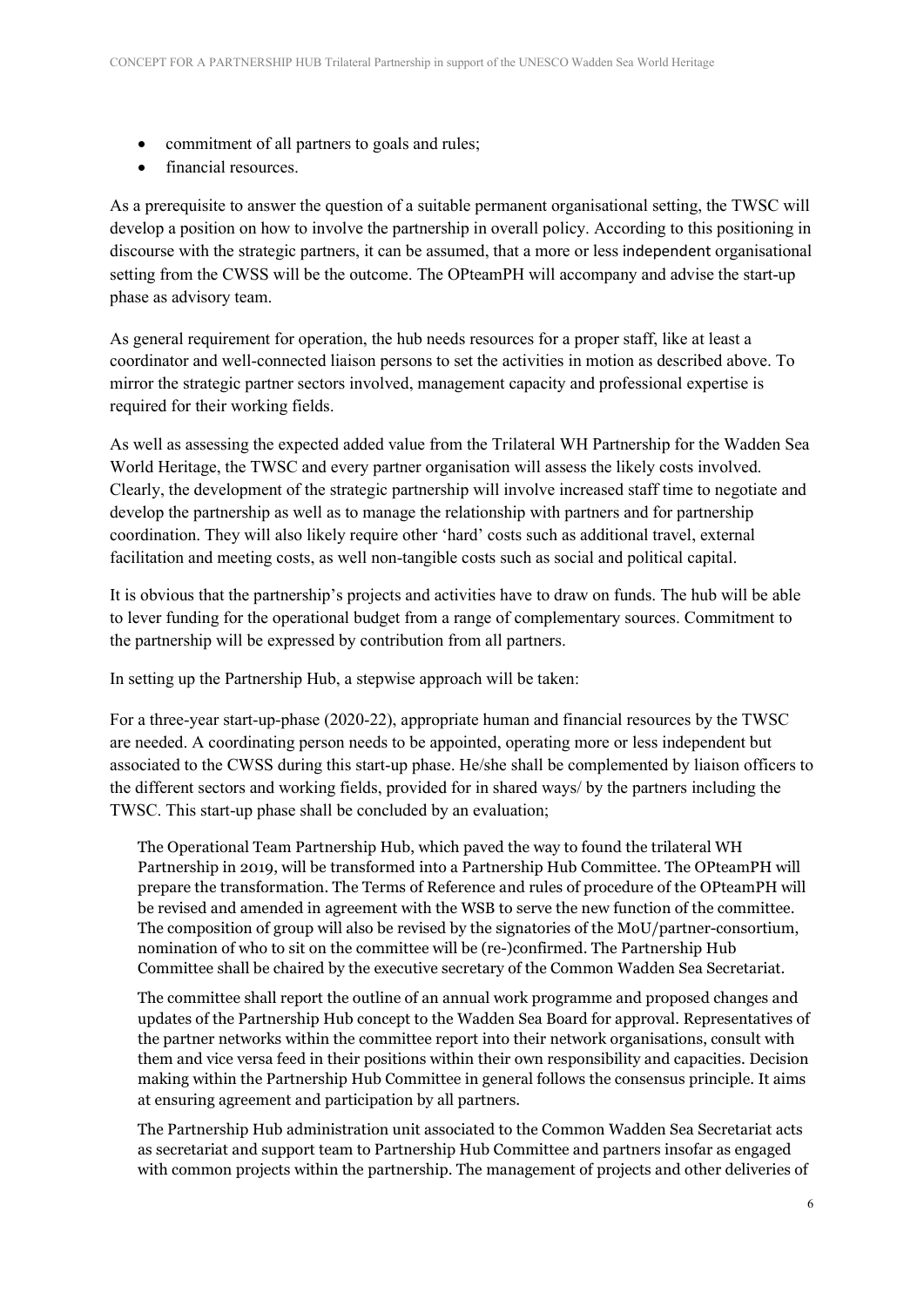- commitment of all partners to goals and rules;
- financial resources.

As a prerequisite to answer the question of a suitable permanent organisational setting, the TWSC will develop a position on how to involve the partnership in overall policy. According to this positioning in discourse with the strategic partners, it can be assumed, that a more or less independent organisational setting from the CWSS will be the outcome. The OPteamPH will accompany and advise the start-up phase as advisory team.

As general requirement for operation, the hub needs resources for a proper staff, like at least a coordinator and well-connected liaison persons to set the activities in motion as described above. To mirror the strategic partner sectors involved, management capacity and professional expertise is required for their working fields.

As well as assessing the expected added value from the Trilateral WH Partnership for the Wadden Sea World Heritage, the TWSC and every partner organisation will assess the likely costs involved. Clearly, the development of the strategic partnership will involve increased staff time to negotiate and develop the partnership as well as to manage the relationship with partners and for partnership coordination. They will also likely require other 'hard' costs such as additional travel, external facilitation and meeting costs, as well non-tangible costs such as social and political capital.

It is obvious that the partnership's projects and activities have to draw on funds. The hub will be able to lever funding for the operational budget from a range of complementary sources. Commitment to the partnership will be expressed by contribution from all partners.

In setting up the Partnership Hub, a stepwise approach will be taken:

For a three-year start-up-phase (2020-22), appropriate human and financial resources by the TWSC are needed. A coordinating person needs to be appointed, operating more or less independent but associated to the CWSS during this start-up phase. He/she shall be complemented by liaison officers to the different sectors and working fields, provided for in shared ways/ by the partners including the TWSC. This start-up phase shall be concluded by an evaluation;

The Operational Team Partnership Hub, which paved the way to found the trilateral WH Partnership in 2019, will be transformed into a Partnership Hub Committee. The OPteamPH will prepare the transformation. The Terms of Reference and rules of procedure of the OPteamPH will be revised and amended in agreement with the WSB to serve the new function of the committee. The composition of group will also be revised by the signatories of the MoU/partner-consortium, nomination of who to sit on the committee will be (re-)confirmed. The Partnership Hub Committee shall be chaired by the executive secretary of the Common Wadden Sea Secretariat.

The committee shall report the outline of an annual work programme and proposed changes and updates of the Partnership Hub concept to the Wadden Sea Board for approval. Representatives of the partner networks within the committee report into their network organisations, consult with them and vice versa feed in their positions within their own responsibility and capacities. Decision making within the Partnership Hub Committee in general follows the consensus principle. It aims at ensuring agreement and participation by all partners.

The Partnership Hub administration unit associated to the Common Wadden Sea Secretariat acts as secretariat and support team to Partnership Hub Committee and partners insofar as engaged with common projects within the partnership. The management of projects and other deliveries of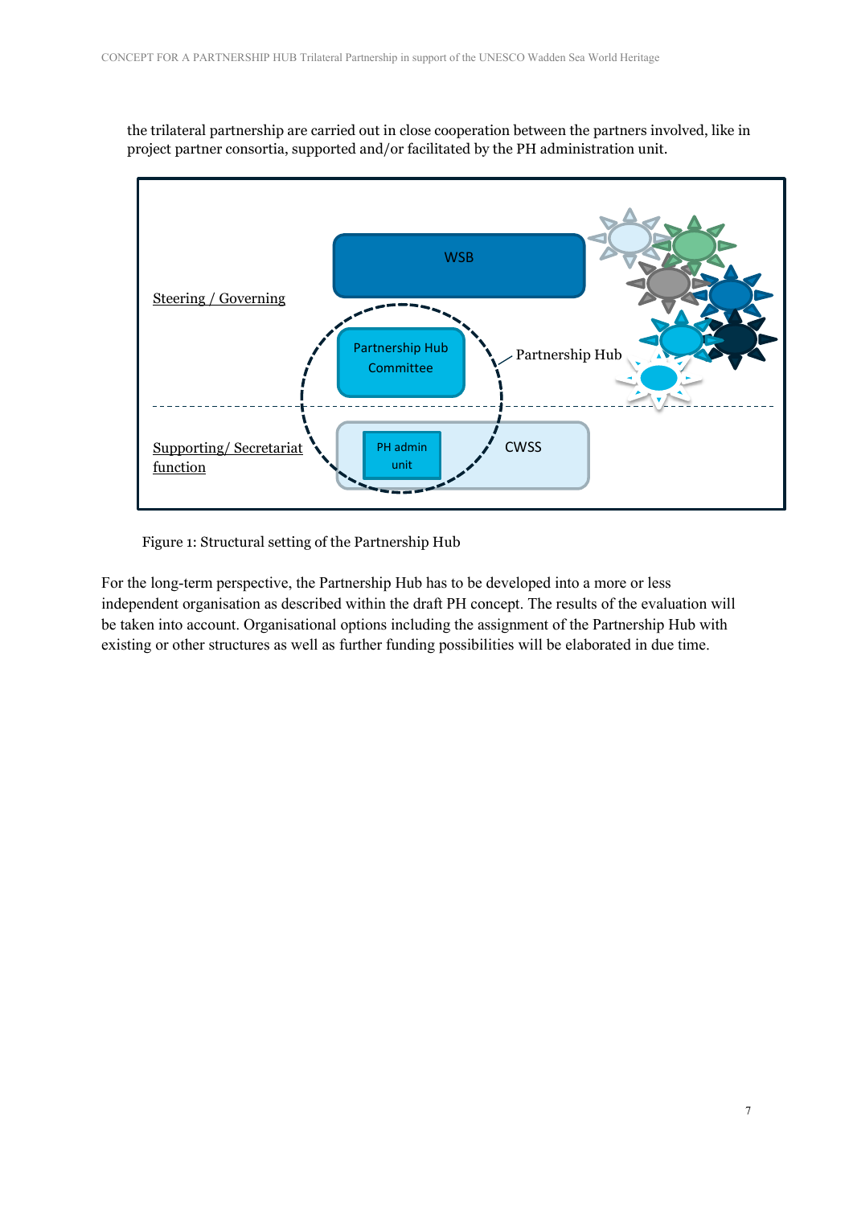the trilateral partnership are carried out in close cooperation between the partners involved, like in project partner consortia, supported and/or facilitated by the PH administration unit.

Figure 1: Structural setting of the Partnership Hub

For the long-term perspective, the Partnership Hub has to be developed into a more or less independent organisation as described within the draft PH concept. The results of the evaluation will be taken into account. Organisational options including the assignment of the Partnership Hub with existing or other structures as well as further funding possibilities will be elaborated in due time.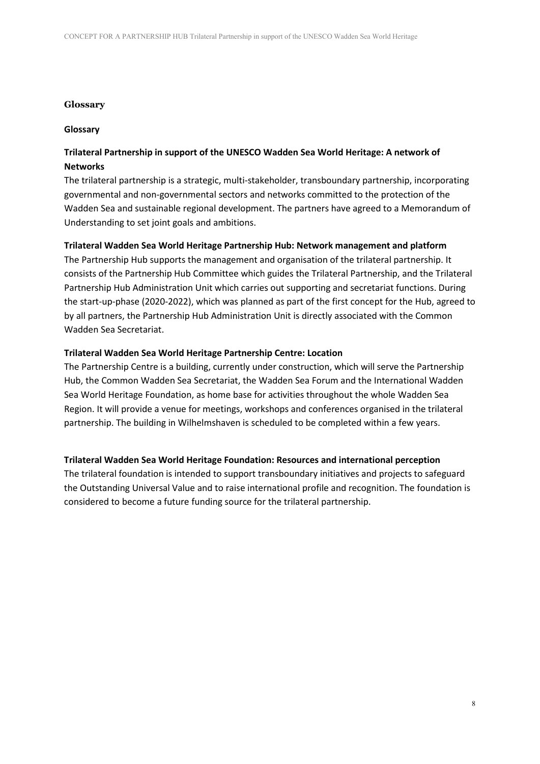# Glossary

## Glossary

**Trilateral Partnership in support of the UNESCO Wadden Sea World Heritage: A network of Networks**

The trilateral partnership is a strategic, multi-stakeholder, transboundary partnership, incorporating governmental and non-governmental sectors and networks committed to the protection of the Wadden Sea and sustainable regional development. The partners have agreed to a Memorandum of Understanding to set joint goals and ambitions.

**Trilateral Wadden Sea World Heritage Partnership Hub: Network management and platform**

The Partnership Hub supports the management and organisation of the trilateral partnership. It consists of the Partnership Hub Committee which guides the Trilateral Partnership, and the Trilateral Partnership Hub Administration Unit which carries out supporting and secretariat functions. During the start-up-phase (2020-2022), which was planned as part of the first concept for the Hub, agreed to by all partners, the Partnership Hub Administration Unit is directly associated with the Common Wadden Sea Secretariat.

**Trilateral Wadden Sea World Heritage Partnership Centre: Location**

The Partnership Centre is a building, currently under construction, which will serve the Partnership Hub, the Common Wadden Sea Secretariat, the Wadden Sea Forum and the International Wadden Sea World Heritage Foundation, as home base for activities throughout the whole Wadden Sea Region. It will provide a venue for meetings, workshops and conferences organised in the trilateral partnership. The building in Wilhelmshaven is scheduled to be completed within a few years.

**Trilateral Wadden Sea World Heritage Foundation: Resources and international perception**

The trilateral foundation is intended to support transboundary initiatives and projects to safeguard the Outstanding Universal Value and to raise international profile and recognition. The foundation is considered to become a future funding source for the trilateral partnership.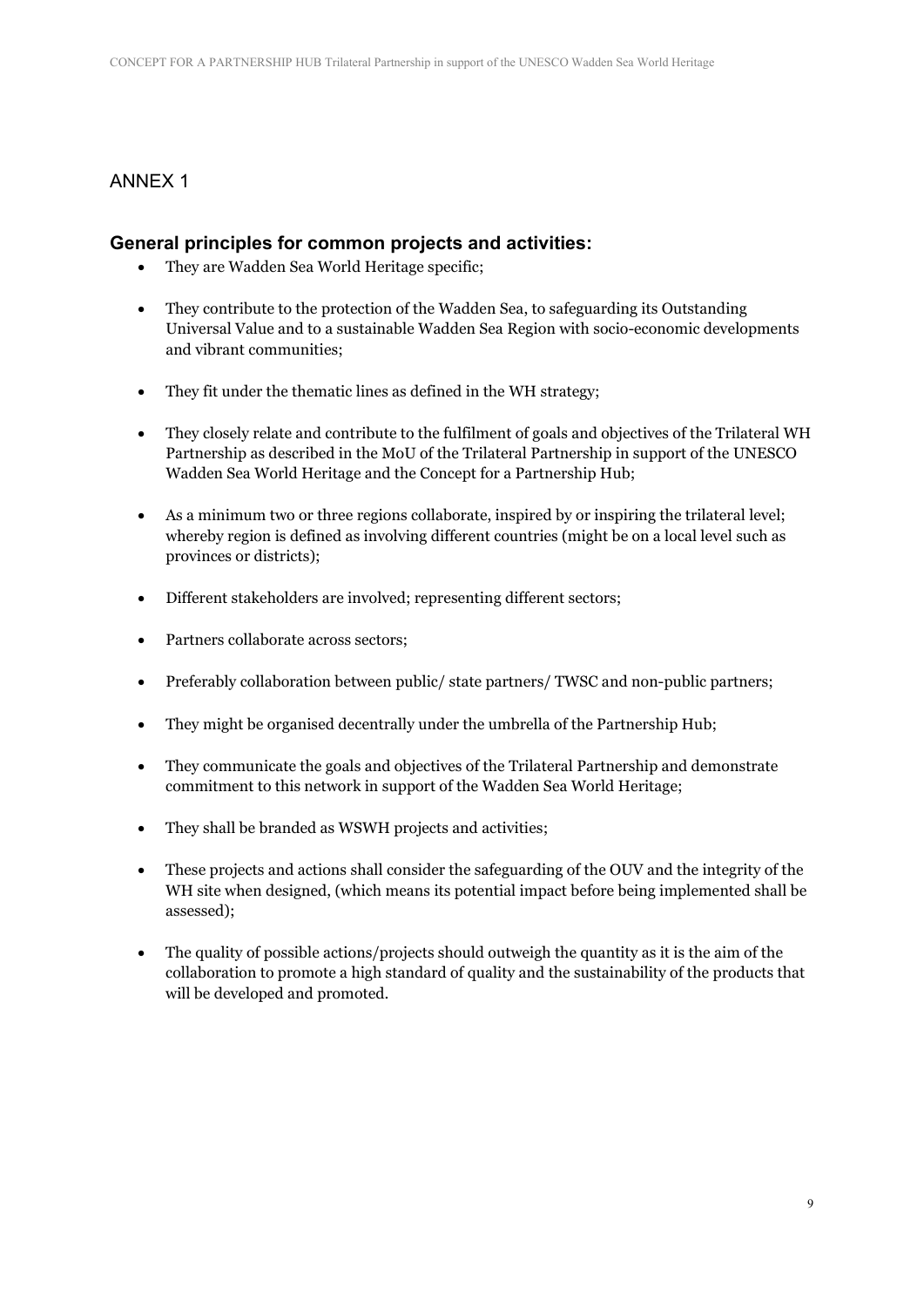## ANNEX 1

### General principles for common projects and activities:

- They are Wadden Sea World Heritage specific;
- They contribute to the protection of the Wadden Sea, to safeguarding its Outstanding Universal Value and to a sustainable Wadden Sea Region with socio-economic developments and vibrant communities;
- They fit under the thematic lines as defined in the WH strategy;
- They closely relate and contribute to the fulfilment of goals and objectives of the Trilateral WH Partnership as described in the MoU of the Trilateral Partnership in support of the UNESCO Wadden Sea World Heritage and the Concept for a Partnership Hub;
- As a minimum two or three regions collaborate, inspired by or inspiring the trilateral level; whereby region is defined as involving different countries (might be on a local level such as provinces or districts);
- Different stakeholders are involved; representing different sectors;
- Partners collaborate across sectors;
- Preferably collaboration between public/ state partners/ TWSC and non-public partners;
- They might be organised decentrally under the umbrella of the Partnership Hub;
- They communicate the goals and objectives of the Trilateral Partnership and demonstrate commitment to this network in support of the Wadden Sea World Heritage;
- They shall be branded as WSWH projects and activities;
- These projects and actions shall consider the safeguarding of the OUV and the integrity of the WH site when designed, (which means its potential impact before being implemented shall be assessed);
- The quality of possible actions/projects should outweigh the quantity as it is the aim of the collaboration to promote a high standard of quality and the sustainability of the products that will be developed and promoted.